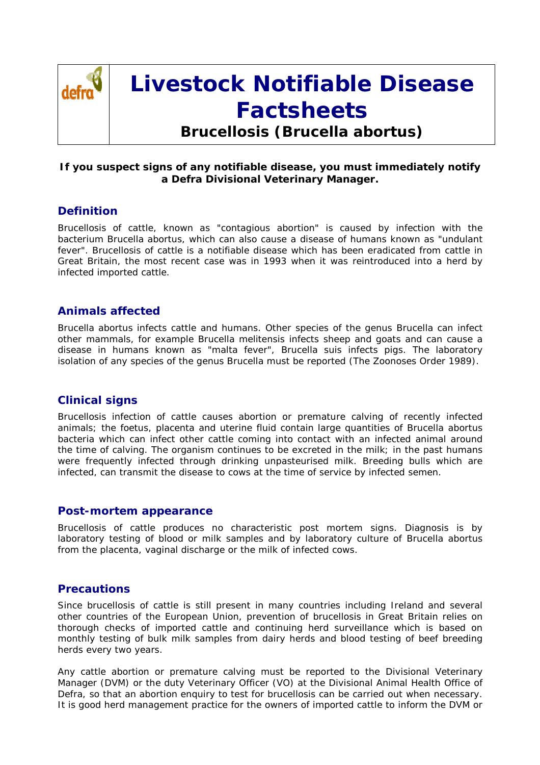# Livestock Notifiable Disease Factsheets

## Brucellosis (Brucella abortus)

**If you suspect signs of any notifiable disease, you must immediately notify a Defra Divisional Veterinary Manager.**

### Definition

Brucellosis of cattle, known as "contagious abortion" is caused by infection with the bacterium Brucella abortus, which can also cause a disease of humans known as "undulant fever". Brucellosis of cattle is a notifiable disease which has been eradicated from cattle in Great Britain, the most recent case was in 1993 when it was reintroduced into a herd by infected imported cattle.

### Animals affected

Brucella abortus infects cattle and humans. Other species of the genus Brucella can infect other mammals, for example Brucella melitensis infects sheep and goats and can cause a disease in humans known as "malta fever", Brucella suis infects pigs. The laboratory isolation of any species of the genus Brucella must be reported (The Zoonoses Order 1989).

### Clinical signs

Brucellosis infection of cattle causes abortion or premature calving of recently infected animals; the foetus, placenta and uterine fluid contain large quantities of Brucella abortus bacteria which can infect other cattle coming into contact with an infected animal around the time of calving. The organism continues to be excreted in the milk; in the past humans were frequently infected through drinking unpasteurised milk. Breeding bulls which are infected, can transmit the disease to cows at the time of service by infected semen.

### Post-mortem appearance

Brucellosis of cattle produces no characteristic post mortem signs. Diagnosis is by laboratory testing of blood or milk samples and by laboratory culture of Brucella abortus from the placenta, vaginal discharge or the milk of infected cows.

### Precautions

Since brucellosis of cattle is still present in many countries including Ireland and several other countries of the European Union, prevention of brucellosis in Great Britain relies on thorough checks of imported cattle and continuing herd surveillance which is based on monthly testing of bulk milk samples from dairy herds and blood testing of beef breeding herds every two years.

Any cattle abortion or premature calving must be reported to the Divisional Veterinary Manager (DVM) or the duty Veterinary Officer (VO) at the Divisional Animal Health Office of Defra, so that an abortion enquiry to test for brucellosis can be carried out when necessary. It is good herd management practice for the owners of imported cattle to inform the DVM or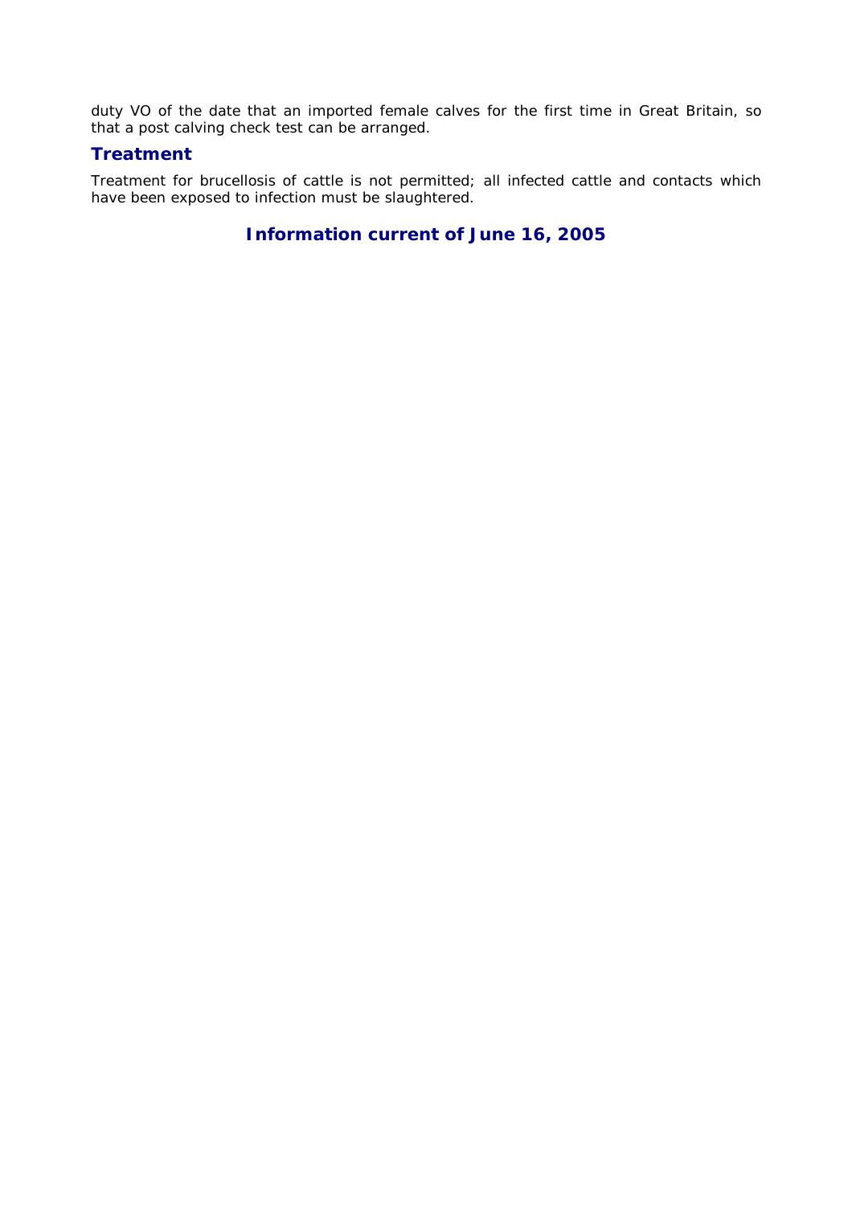duty VO of the date that an imported female calves for the first time in Great Britain, so that a post calving check test can be arranged.

## Treatment

Treatment for brucellosis of cattle is not permitted; all infected cattle and contacts which have been exposed to infection must be slaughtered.

**Information current of June 16, 2005**